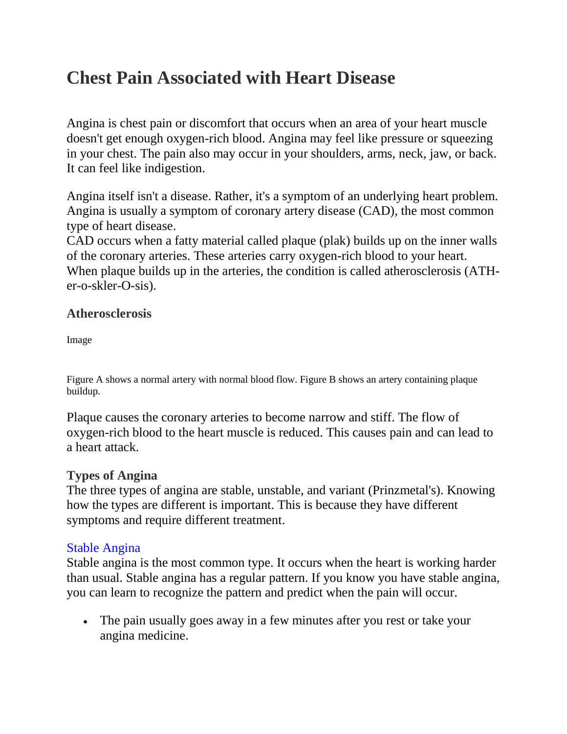# Chest Pain Associated with Heart Disease

Angina is chest pain or discomfort that occurs when an area of your heart muscle doesn't get enough oxygen-rich blood. Angina may feel like pressure or squeezing in your chest. The pain also may occur in your shoulders, arms, neck, jaw, or back. It can feel like indigestion.

Angina itself isn't a disease. Rather, it's a symptom of an underlying heart problem. Angina is usually a symptom of coronary artery disease (CAD), the most common type of heart disease.
CAD occurs when a fatty material called plaque (plak) builds up on the inner walls of the coronary arteries. These arteries carry oxygen-rich blood to your heart. When plaque builds up in the arteries, the condition is called atherosclerosis (ATH-er-o-skler-O-sis).

### Atherosclerosis

Image

Figure A shows a normal artery with normal blood flow. Figure B shows an artery containing plaque buildup.

Plaque causes the coronary arteries to become narrow and stiff. The flow of oxygen-rich blood to the heart muscle is reduced. This causes pain and can lead to a heart attack.

### Types of Angina

The three types of angina are stable, unstable, and variant (Prinzmetal's). Knowing how the types are different is important. This is because they have different symptoms and require different treatment.

#### Stable Angina

Stable angina is the most common type. It occurs when the heart is working harder than usual. Stable angina has a regular pattern. If you know you have stable angina, you can learn to recognize the pattern and predict when the pain will occur.

- The pain usually goes away in a few minutes after you rest or take your angina medicine.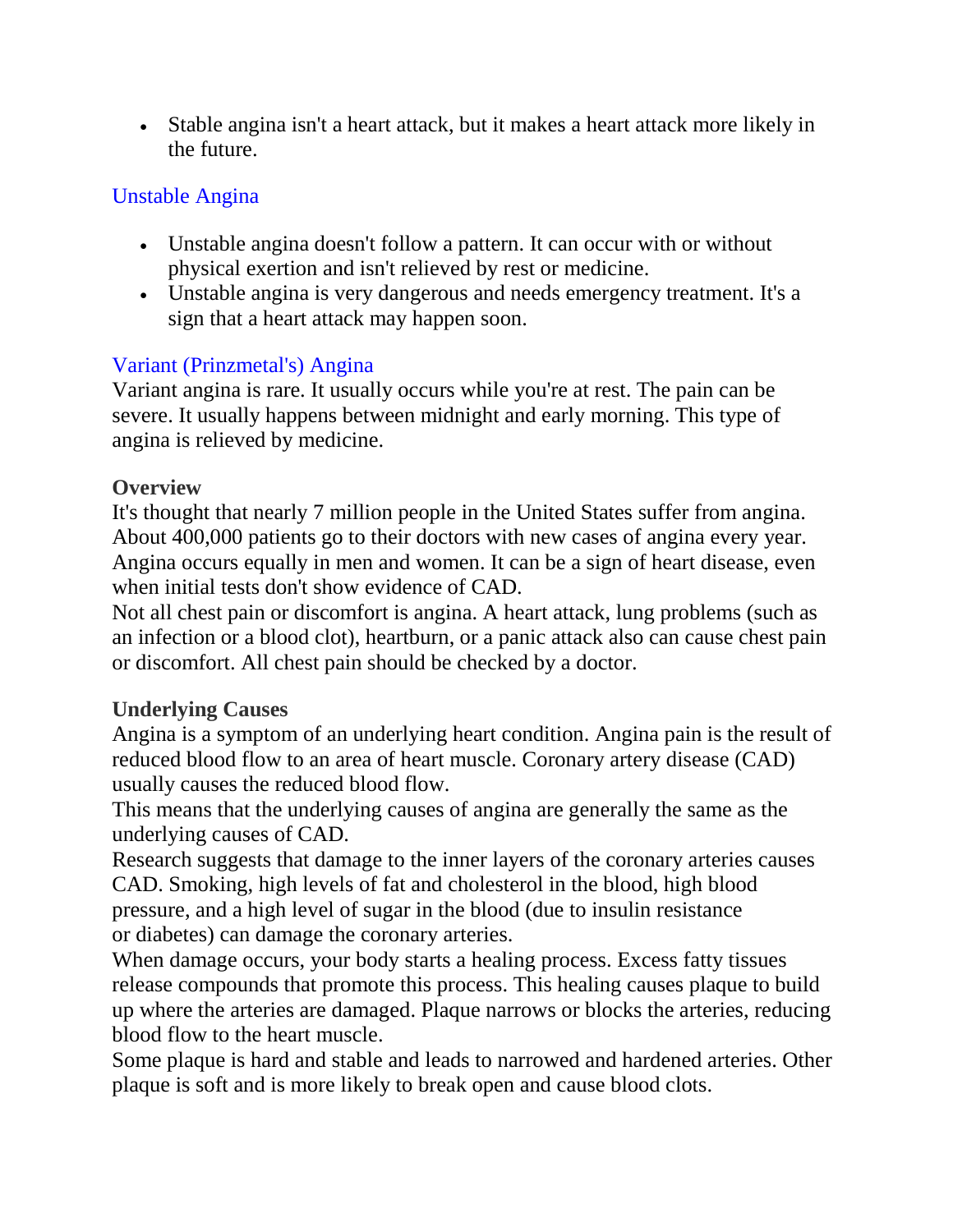- Stable angina isn't a heart attack, but it makes a heart attack more likely in the future.

### Unstable Angina

- Unstable angina doesn't follow a pattern. It can occur with or without physical exertion and isn't relieved by rest or medicine.
- Unstable angina is very dangerous and needs emergency treatment. It's a sign that a heart attack may happen soon.

### Variant (Prinzmetal's) Angina

Variant angina is rare. It usually occurs while you're at rest. The pain can be severe. It usually happens between midnight and early morning. This type of angina is relieved by medicine.

**Overview**

It's thought that nearly 7 million people in the United States suffer from angina. About 400,000 patients go to their doctors with new cases of angina every year. Angina occurs equally in men and women. It can be a sign of heart disease, even when initial tests don't show evidence of CAD.

Not all chest pain or discomfort is angina. A heart attack, lung problems (such as an infection or a blood clot), heartburn, or a panic attack also can cause chest pain or discomfort. All chest pain should be checked by a doctor.

**Underlying Causes**

Angina is a symptom of an underlying heart condition. Angina pain is the result of reduced blood flow to an area of heart muscle. Coronary artery disease (CAD) usually causes the reduced blood flow.

This means that the underlying causes of angina are generally the same as the underlying causes of CAD.

Research suggests that damage to the inner layers of the coronary arteries causes CAD. Smoking, high levels of fat and cholesterol in the blood, high blood pressure, and a high level of sugar in the blood (due to insulin resistance or diabetes) can damage the coronary arteries.

When damage occurs, your body starts a healing process. Excess fatty tissues release compounds that promote this process. This healing causes plaque to build up where the arteries are damaged. Plaque narrows or blocks the arteries, reducing blood flow to the heart muscle.

Some plaque is hard and stable and leads to narrowed and hardened arteries. Other plaque is soft and is more likely to break open and cause blood clots.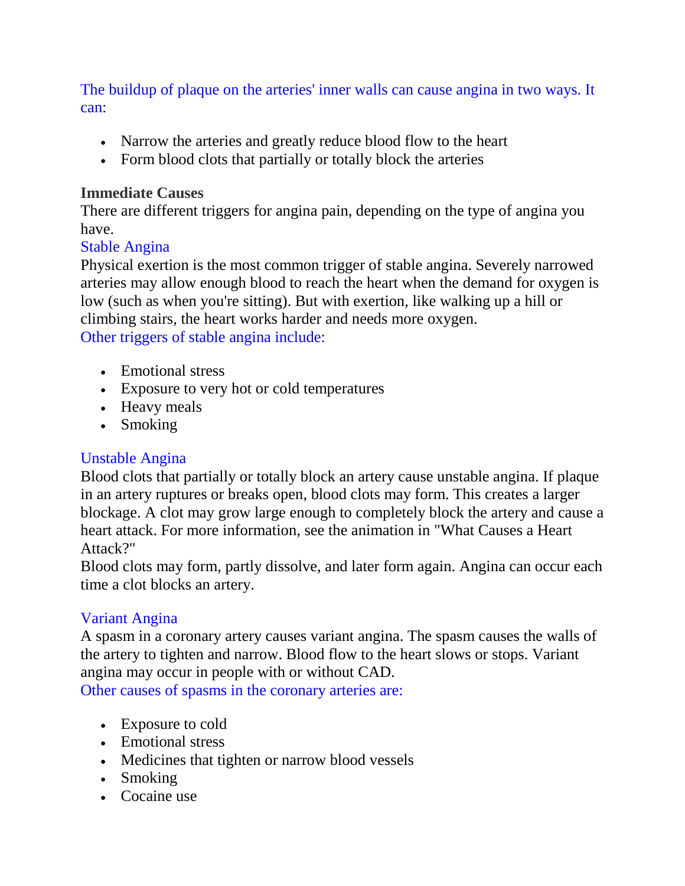The buildup of plaque on the arteries' inner walls can cause angina in two ways. It can:

- Narrow the arteries and greatly reduce blood flow to the heart
- Form blood clots that partially or totally block the arteries

**Immediate Causes**

There are different triggers for angina pain, depending on the type of angina you have.

### Stable Angina

Physical exertion is the most common trigger of stable angina. Severely narrowed arteries may allow enough blood to reach the heart when the demand for oxygen is low (such as when you're sitting). But with exertion, like walking up a hill or climbing stairs, the heart works harder and needs more oxygen.

Other triggers of stable angina include:

- Emotional stress
- Exposure to very hot or cold temperatures
- Heavy meals
- Smoking

### Unstable Angina

Blood clots that partially or totally block an artery cause unstable angina. If plaque in an artery ruptures or breaks open, blood clots may form. This creates a larger blockage. A clot may grow large enough to completely block the artery and cause a heart attack. For more information, see the animation in "What Causes a Heart Attack?"

Blood clots may form, partly dissolve, and later form again. Angina can occur each time a clot blocks an artery.

### Variant Angina

A spasm in a coronary artery causes variant angina. The spasm causes the walls of the artery to tighten and narrow. Blood flow to the heart slows or stops. Variant angina may occur in people with or without CAD.

Other causes of spasms in the coronary arteries are:

- Exposure to cold
- Emotional stress
- Medicines that tighten or narrow blood vessels
- Smoking
- Cocaine use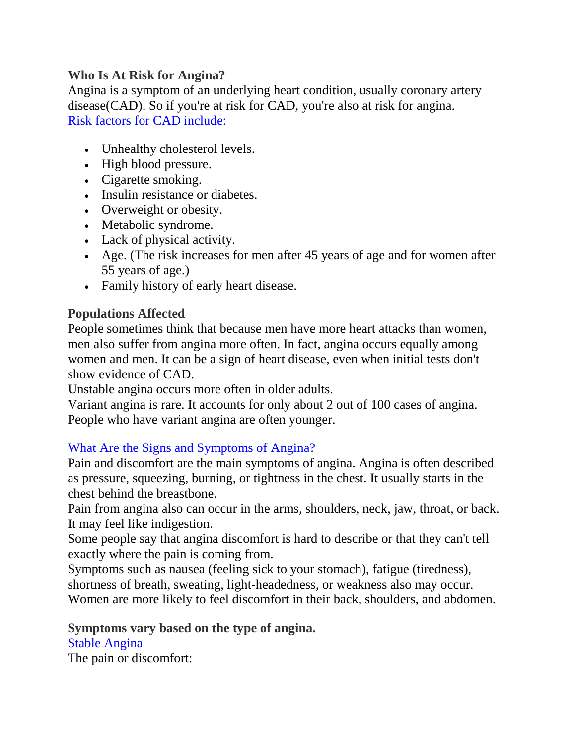**Who Is At Risk for Angina?**

Angina is a symptom of an underlying heart condition, usually coronary artery disease(CAD). So if you're at risk for CAD, you're also at risk for angina.

Risk factors for CAD include:

- Unhealthy cholesterol levels.
- High blood pressure.
- Cigarette smoking.
- Insulin resistance or diabetes.
- Overweight or obesity.
- Metabolic syndrome.
- Lack of physical activity.
- Age. (The risk increases for men after 45 years of age and for women after 55 years of age.)
- Family history of early heart disease.

**Populations Affected**

People sometimes think that because men have more heart attacks than women, men also suffer from angina more often. In fact, angina occurs equally among women and men. It can be a sign of heart disease, even when initial tests don't show evidence of CAD.

Unstable angina occurs more often in older adults.

Variant angina is rare. It accounts for only about 2 out of 100 cases of angina. People who have variant angina are often younger.

What Are the Signs and Symptoms of Angina?

Pain and discomfort are the main symptoms of angina. Angina is often described as pressure, squeezing, burning, or tightness in the chest. It usually starts in the chest behind the breastbone.

Pain from angina also can occur in the arms, shoulders, neck, jaw, throat, or back. It may feel like indigestion.

Some people say that angina discomfort is hard to describe or that they can't tell exactly where the pain is coming from.

Symptoms such as nausea (feeling sick to your stomach), fatigue (tiredness), shortness of breath, sweating, light-headedness, or weakness also may occur.

Women are more likely to feel discomfort in their back, shoulders, and abdomen.

**Symptoms vary based on the type of angina.**

Stable Angina

The pain or discomfort: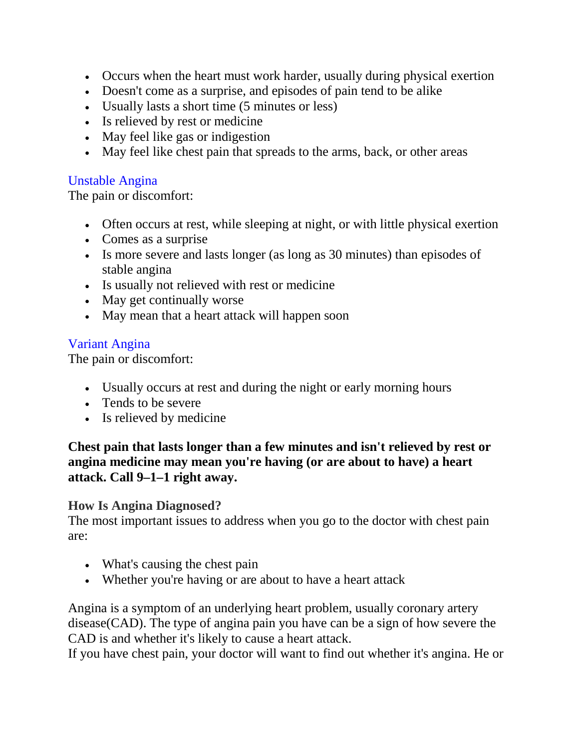- Occurs when the heart must work harder, usually during physical exertion
- Doesn't come as a surprise, and episodes of pain tend to be alike
- Usually lasts a short time (5 minutes or less)
- Is relieved by rest or medicine
- May feel like gas or indigestion
- May feel like chest pain that spreads to the arms, back, or other areas

### Unstable Angina

The pain or discomfort:

- Often occurs at rest, while sleeping at night, or with little physical exertion
- Comes as a surprise
- Is more severe and lasts longer (as long as 30 minutes) than episodes of stable angina
- Is usually not relieved with rest or medicine
- May get continually worse
- May mean that a heart attack will happen soon

### Variant Angina

The pain or discomfort:

- Usually occurs at rest and during the night or early morning hours
- Tends to be severe
- Is relieved by medicine

**Chest pain that lasts longer than a few minutes and isn't relieved by rest or angina medicine may mean you're having (or are about to have) a heart attack. Call 9–1–1 right away.**

## How Is Angina Diagnosed?

The most important issues to address when you go to the doctor with chest pain are:

- What's causing the chest pain
- Whether you're having or are about to have a heart attack

Angina is a symptom of an underlying heart problem, usually coronary artery disease(CAD). The type of angina pain you have can be a sign of how severe the CAD is and whether it's likely to cause a heart attack.
If you have chest pain, your doctor will want to find out whether it's angina. He or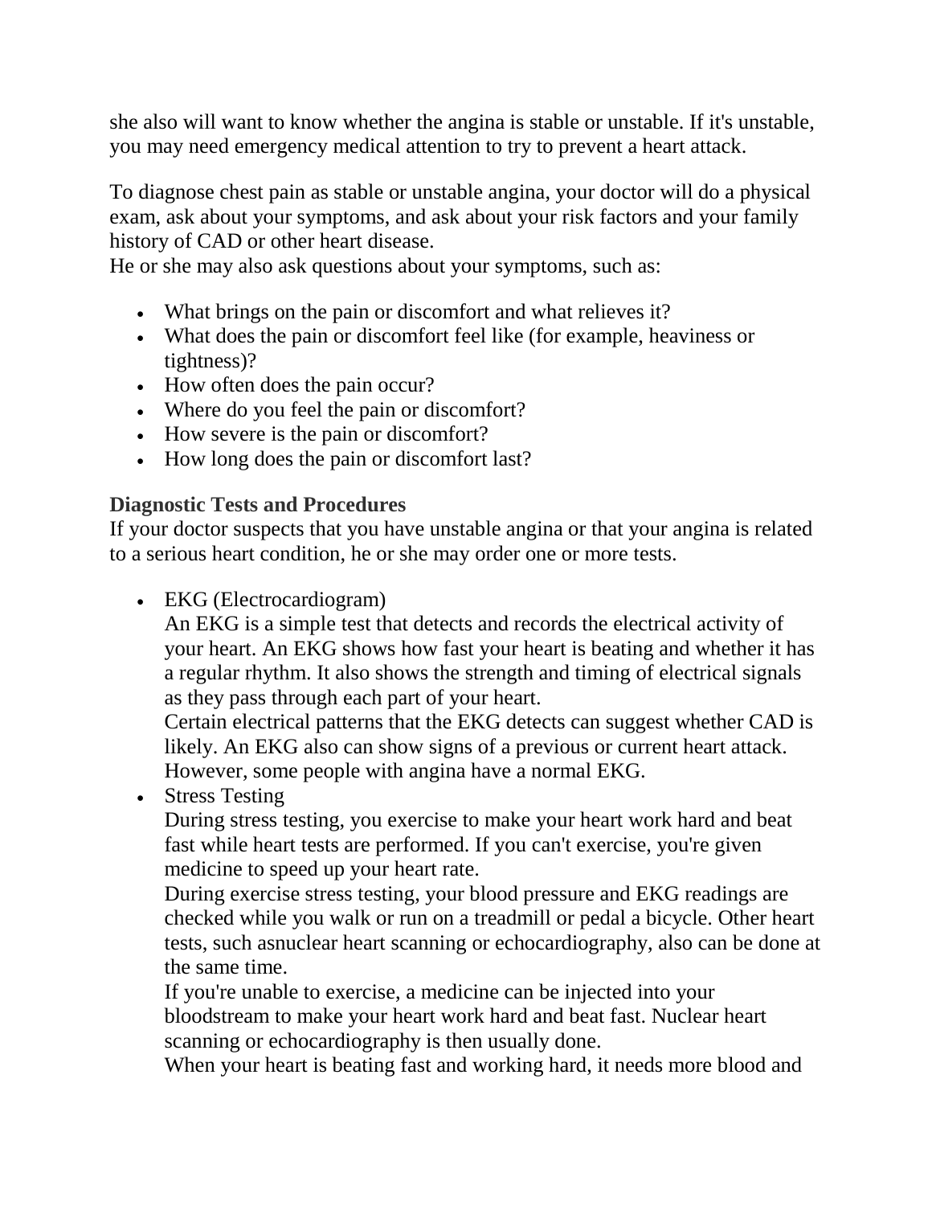she also will want to know whether the angina is stable or unstable. If it's unstable, you may need emergency medical attention to try to prevent a heart attack.

To diagnose chest pain as stable or unstable angina, your doctor will do a physical exam, ask about your symptoms, and ask about your risk factors and your family history of CAD or other heart disease.
He or she may also ask questions about your symptoms, such as:

- What brings on the pain or discomfort and what relieves it?
- What does the pain or discomfort feel like (for example, heaviness or tightness)?
- How often does the pain occur?
- Where do you feel the pain or discomfort?
- How severe is the pain or discomfort?
- How long does the pain or discomfort last?

### Diagnostic Tests and Procedures

If your doctor suspects that you have unstable angina or that your angina is related to a serious heart condition, he or she may order one or more tests.

- EKG (Electrocardiogram)
  An EKG is a simple test that detects and records the electrical activity of your heart. An EKG shows how fast your heart is beating and whether it has a regular rhythm. It also shows the strength and timing of electrical signals as they pass through each part of your heart.
  Certain electrical patterns that the EKG detects can suggest whether CAD is likely. An EKG also can show signs of a previous or current heart attack. However, some people with angina have a normal EKG.
- Stress Testing
  During stress testing, you exercise to make your heart work hard and beat fast while heart tests are performed. If you can't exercise, you're given medicine to speed up your heart rate.
  During exercise stress testing, your blood pressure and EKG readings are checked while you walk or run on a treadmill or pedal a bicycle. Other heart tests, such asnuclear heart scanning or echocardiography, also can be done at the same time.
  If you're unable to exercise, a medicine can be injected into your bloodstream to make your heart work hard and beat fast. Nuclear heart scanning or echocardiography is then usually done.
  When your heart is beating fast and working hard, it needs more blood and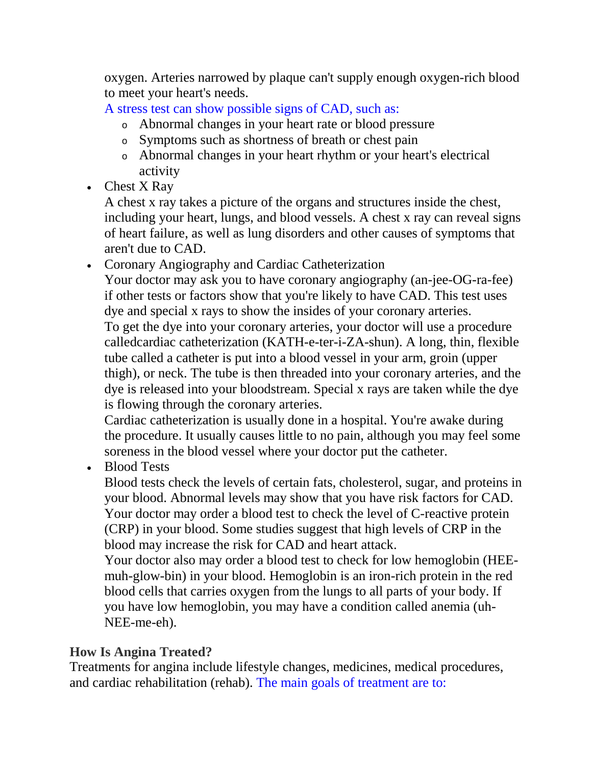oxygen. Arteries narrowed by plaque can't supply enough oxygen-rich blood to meet your heart's needs.

A stress test can show possible signs of CAD, such as:

  - Abnormal changes in your heart rate or blood pressure
  - Symptoms such as shortness of breath or chest pain
  - Abnormal changes in your heart rhythm or your heart's electrical activity

- Chest X Ray

  A chest x ray takes a picture of the organs and structures inside the chest, including your heart, lungs, and blood vessels. A chest x ray can reveal signs of heart failure, as well as lung disorders and other causes of symptoms that aren't due to CAD.

- Coronary Angiography and Cardiac Catheterization

  Your doctor may ask you to have coronary angiography (an-jee-OG-ra-fee) if other tests or factors show that you're likely to have CAD. This test uses dye and special x rays to show the insides of your coronary arteries.

  To get the dye into your coronary arteries, your doctor will use a procedure calledcardiac catheterization (KATH-e-ter-i-ZA-shun). A long, thin, flexible tube called a catheter is put into a blood vessel in your arm, groin (upper thigh), or neck. The tube is then threaded into your coronary arteries, and the dye is released into your bloodstream. Special x rays are taken while the dye is flowing through the coronary arteries.

  Cardiac catheterization is usually done in a hospital. You're awake during the procedure. It usually causes little to no pain, although you may feel some soreness in the blood vessel where your doctor put the catheter.

- Blood Tests

  Blood tests check the levels of certain fats, cholesterol, sugar, and proteins in your blood. Abnormal levels may show that you have risk factors for CAD.

  Your doctor may order a blood test to check the level of C-reactive protein (CRP) in your blood. Some studies suggest that high levels of CRP in the blood may increase the risk for CAD and heart attack.

  Your doctor also may order a blood test to check for low hemoglobin (HEE-muh-glow-bin) in your blood. Hemoglobin is an iron-rich protein in the red blood cells that carries oxygen from the lungs to all parts of your body. If you have low hemoglobin, you may have a condition called anemia (uh-NEE-me-eh).

**How Is Angina Treated?**

Treatments for angina include lifestyle changes, medicines, medical procedures, and cardiac rehabilitation (rehab). The main goals of treatment are to: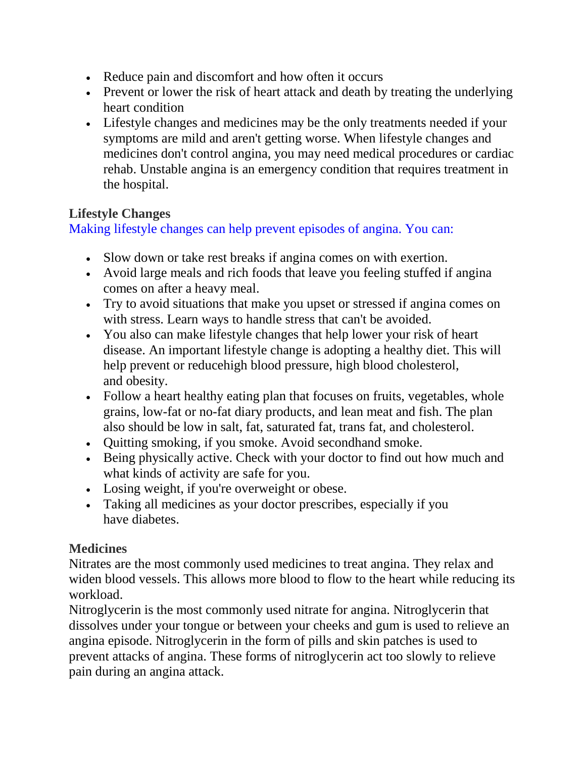- Reduce pain and discomfort and how often it occurs
- Prevent or lower the risk of heart attack and death by treating the underlying heart condition
- Lifestyle changes and medicines may be the only treatments needed if your symptoms are mild and aren't getting worse. When lifestyle changes and medicines don't control angina, you may need medical procedures or cardiac rehab. Unstable angina is an emergency condition that requires treatment in the hospital.

**Lifestyle Changes**

Making lifestyle changes can help prevent episodes of angina. You can:

- Slow down or take rest breaks if angina comes on with exertion.
- Avoid large meals and rich foods that leave you feeling stuffed if angina comes on after a heavy meal.
- Try to avoid situations that make you upset or stressed if angina comes on with stress. Learn ways to handle stress that can't be avoided.
- You also can make lifestyle changes that help lower your risk of heart disease. An important lifestyle change is adopting a healthy diet. This will help prevent or reducehigh blood pressure, high blood cholesterol, and obesity.
- Follow a heart healthy eating plan that focuses on fruits, vegetables, whole grains, low-fat or no-fat diary products, and lean meat and fish. The plan also should be low in salt, fat, saturated fat, trans fat, and cholesterol.
- Quitting smoking, if you smoke. Avoid secondhand smoke.
- Being physically active. Check with your doctor to find out how much and what kinds of activity are safe for you.
- Losing weight, if you're overweight or obese.
- Taking all medicines as your doctor prescribes, especially if you have diabetes.

**Medicines**

Nitrates are the most commonly used medicines to treat angina. They relax and widen blood vessels. This allows more blood to flow to the heart while reducing its workload.

Nitroglycerin is the most commonly used nitrate for angina. Nitroglycerin that dissolves under your tongue or between your cheeks and gum is used to relieve an angina episode. Nitroglycerin in the form of pills and skin patches is used to prevent attacks of angina. These forms of nitroglycerin act too slowly to relieve pain during an angina attack.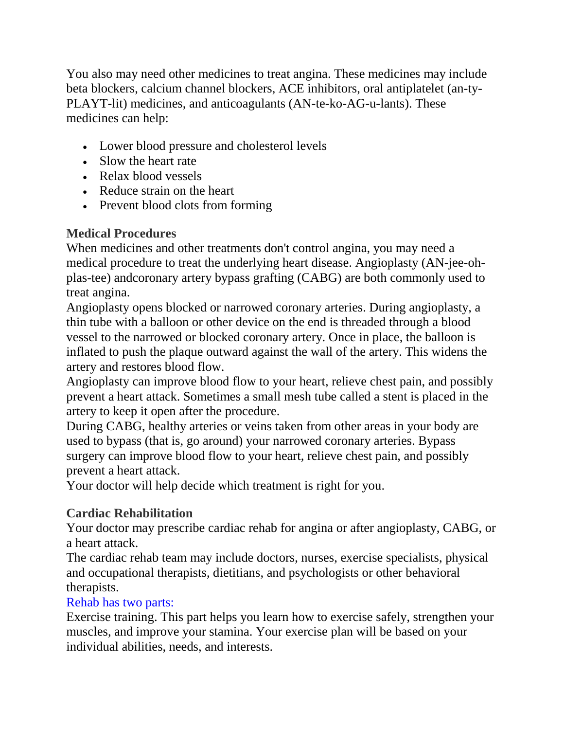You also may need other medicines to treat angina. These medicines may include beta blockers, calcium channel blockers, ACE inhibitors, oral antiplatelet (an-ty-PLAYT-lit) medicines, and anticoagulants (AN-te-ko-AG-u-lants). These medicines can help:

- Lower blood pressure and cholesterol levels
- Slow the heart rate
- Relax blood vessels
- Reduce strain on the heart
- Prevent blood clots from forming

**Medical Procedures**

When medicines and other treatments don't control angina, you may need a medical procedure to treat the underlying heart disease. Angioplasty (AN-jee-oh-plas-tee) andcoronary artery bypass grafting (CABG) are both commonly used to treat angina.

Angioplasty opens blocked or narrowed coronary arteries. During angioplasty, a thin tube with a balloon or other device on the end is threaded through a blood vessel to the narrowed or blocked coronary artery. Once in place, the balloon is inflated to push the plaque outward against the wall of the artery. This widens the artery and restores blood flow.

Angioplasty can improve blood flow to your heart, relieve chest pain, and possibly prevent a heart attack. Sometimes a small mesh tube called a stent is placed in the artery to keep it open after the procedure.

During CABG, healthy arteries or veins taken from other areas in your body are used to bypass (that is, go around) your narrowed coronary arteries. Bypass surgery can improve blood flow to your heart, relieve chest pain, and possibly prevent a heart attack.

Your doctor will help decide which treatment is right for you.

**Cardiac Rehabilitation**

Your doctor may prescribe cardiac rehab for angina or after angioplasty, CABG, or a heart attack.

The cardiac rehab team may include doctors, nurses, exercise specialists, physical and occupational therapists, dietitians, and psychologists or other behavioral therapists.

Rehab has two parts:

Exercise training. This part helps you learn how to exercise safely, strengthen your muscles, and improve your stamina. Your exercise plan will be based on your individual abilities, needs, and interests.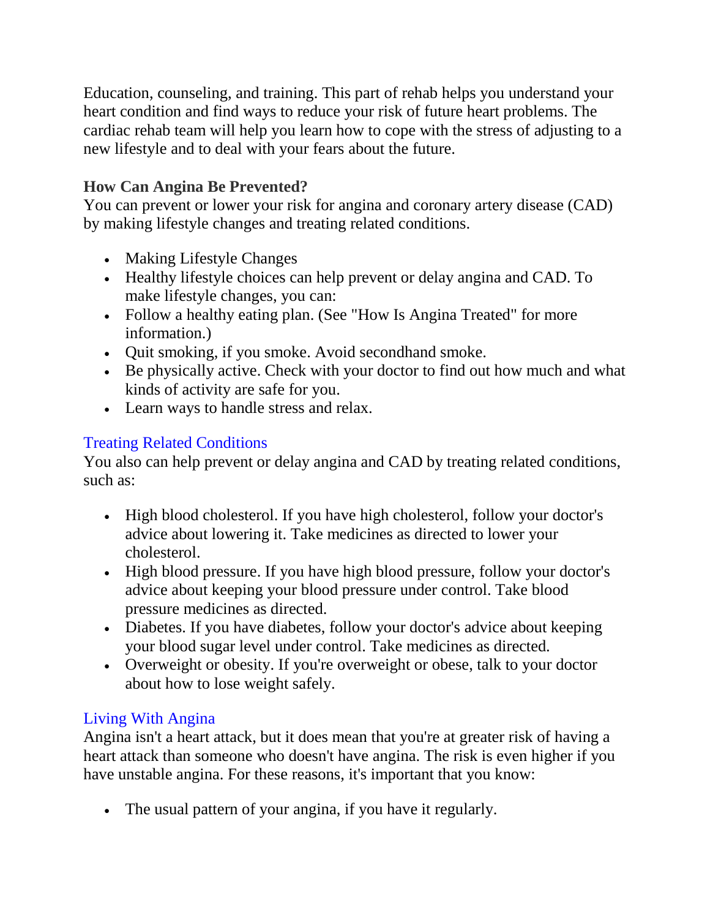Education, counseling, and training. This part of rehab helps you understand your heart condition and find ways to reduce your risk of future heart problems. The cardiac rehab team will help you learn how to cope with the stress of adjusting to a new lifestyle and to deal with your fears about the future.

### How Can Angina Be Prevented?

You can prevent or lower your risk for angina and coronary artery disease (CAD) by making lifestyle changes and treating related conditions.

- Making Lifestyle Changes
- Healthy lifestyle choices can help prevent or delay angina and CAD. To make lifestyle changes, you can:
- Follow a healthy eating plan. (See "How Is Angina Treated" for more information.)
- Quit smoking, if you smoke. Avoid secondhand smoke.
- Be physically active. Check with your doctor to find out how much and what kinds of activity are safe for you.
- Learn ways to handle stress and relax.

### Treating Related Conditions

You also can help prevent or delay angina and CAD by treating related conditions, such as:

- High blood cholesterol. If you have high cholesterol, follow your doctor's advice about lowering it. Take medicines as directed to lower your cholesterol.
- High blood pressure. If you have high blood pressure, follow your doctor's advice about keeping your blood pressure under control. Take blood pressure medicines as directed.
- Diabetes. If you have diabetes, follow your doctor's advice about keeping your blood sugar level under control. Take medicines as directed.
- Overweight or obesity. If you're overweight or obese, talk to your doctor about how to lose weight safely.

### Living With Angina

Angina isn't a heart attack, but it does mean that you're at greater risk of having a heart attack than someone who doesn't have angina. The risk is even higher if you have unstable angina. For these reasons, it's important that you know:

- The usual pattern of your angina, if you have it regularly.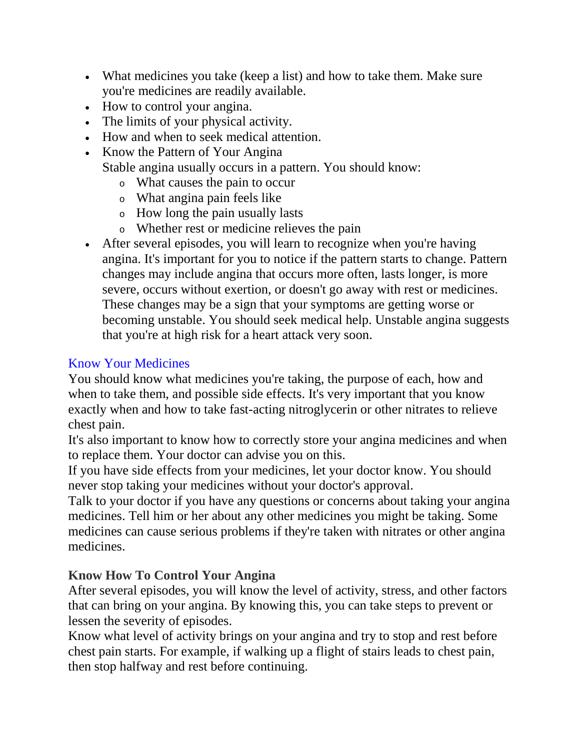- What medicines you take (keep a list) and how to take them. Make sure you're medicines are readily available.
- How to control your angina.
- The limits of your physical activity.
- How and when to seek medical attention.
- Know the Pattern of Your Angina
  Stable angina usually occurs in a pattern. You should know:
  - What causes the pain to occur
  - What angina pain feels like
  - How long the pain usually lasts
  - Whether rest or medicine relieves the pain
- After several episodes, you will learn to recognize when you're having angina. It's important for you to notice if the pattern starts to change. Pattern changes may include angina that occurs more often, lasts longer, is more severe, occurs without exertion, or doesn't go away with rest or medicines. These changes may be a sign that your symptoms are getting worse or becoming unstable. You should seek medical help. Unstable angina suggests that you're at high risk for a heart attack very soon.

## Know Your Medicines

You should know what medicines you're taking, the purpose of each, how and when to take them, and possible side effects. It's very important that you know exactly when and how to take fast-acting nitroglycerin or other nitrates to relieve chest pain.

It's also important to know how to correctly store your angina medicines and when to replace them. Your doctor can advise you on this.

If you have side effects from your medicines, let your doctor know. You should never stop taking your medicines without your doctor's approval.

Talk to your doctor if you have any questions or concerns about taking your angina medicines. Tell him or her about any other medicines you might be taking. Some medicines can cause serious problems if they're taken with nitrates or other angina medicines.

### Know How To Control Your Angina

After several episodes, you will know the level of activity, stress, and other factors that can bring on your angina. By knowing this, you can take steps to prevent or lessen the severity of episodes.

Know what level of activity brings on your angina and try to stop and rest before chest pain starts. For example, if walking up a flight of stairs leads to chest pain, then stop halfway and rest before continuing.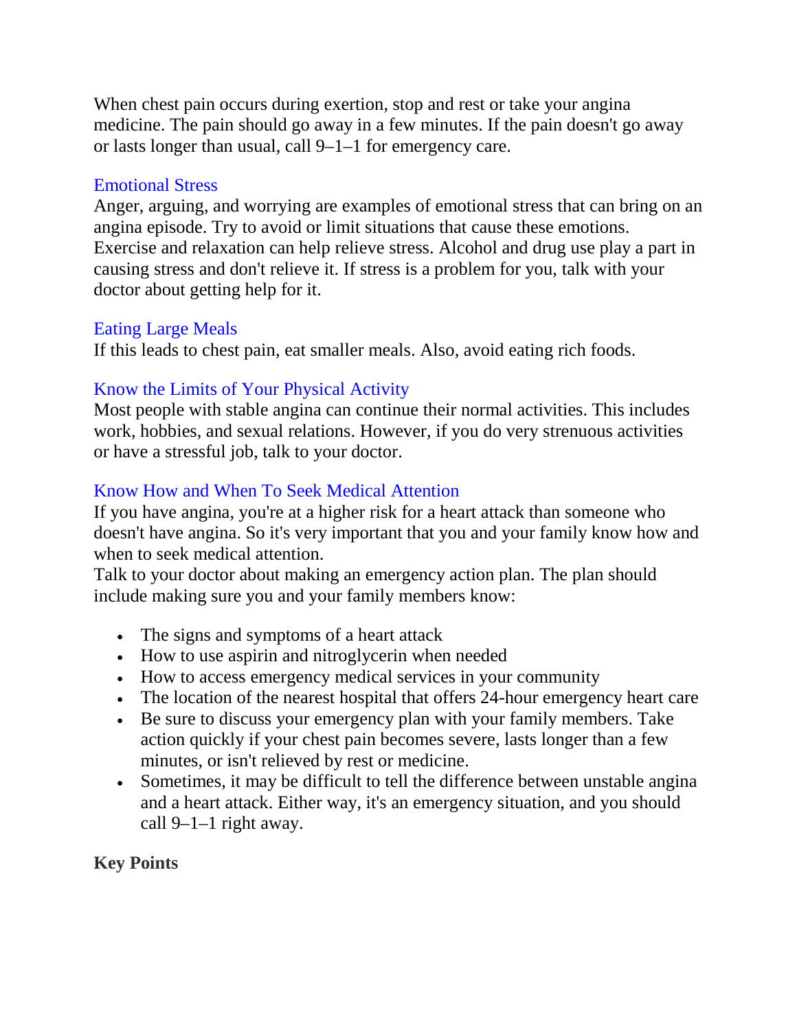When chest pain occurs during exertion, stop and rest or take your angina medicine. The pain should go away in a few minutes. If the pain doesn't go away or lasts longer than usual, call 9–1–1 for emergency care.

### Emotional Stress

Anger, arguing, and worrying are examples of emotional stress that can bring on an angina episode. Try to avoid or limit situations that cause these emotions. Exercise and relaxation can help relieve stress. Alcohol and drug use play a part in causing stress and don't relieve it. If stress is a problem for you, talk with your doctor about getting help for it.

### Eating Large Meals

If this leads to chest pain, eat smaller meals. Also, avoid eating rich foods.

### Know the Limits of Your Physical Activity

Most people with stable angina can continue their normal activities. This includes work, hobbies, and sexual relations. However, if you do very strenuous activities or have a stressful job, talk to your doctor.

### Know How and When To Seek Medical Attention

If you have angina, you're at a higher risk for a heart attack than someone who doesn't have angina. So it's very important that you and your family know how and when to seek medical attention.

Talk to your doctor about making an emergency action plan. The plan should include making sure you and your family members know:

- The signs and symptoms of a heart attack
- How to use aspirin and nitroglycerin when needed
- How to access emergency medical services in your community
- The location of the nearest hospital that offers 24-hour emergency heart care
- Be sure to discuss your emergency plan with your family members. Take action quickly if your chest pain becomes severe, lasts longer than a few minutes, or isn't relieved by rest or medicine.
- Sometimes, it may be difficult to tell the difference between unstable angina and a heart attack. Either way, it's an emergency situation, and you should call 9–1–1 right away.

**Key Points**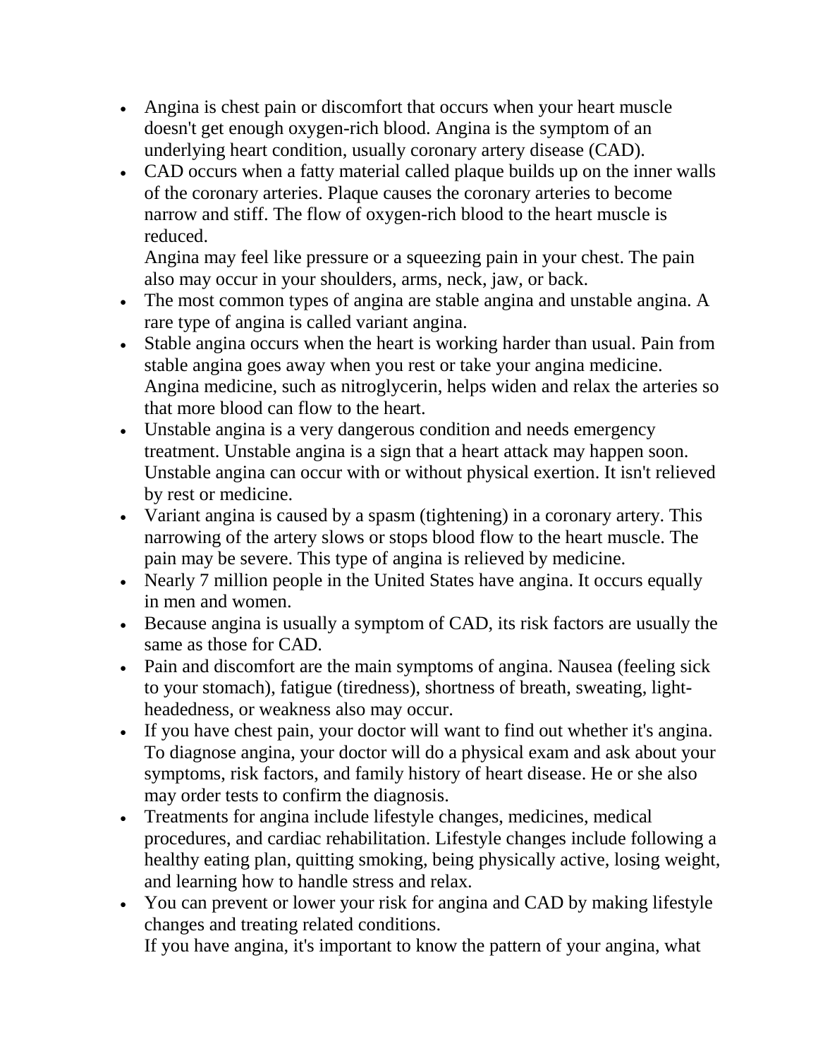- Angina is chest pain or discomfort that occurs when your heart muscle doesn't get enough oxygen-rich blood. Angina is the symptom of an underlying heart condition, usually coronary artery disease (CAD).
- CAD occurs when a fatty material called plaque builds up on the inner walls of the coronary arteries. Plaque causes the coronary arteries to become narrow and stiff. The flow of oxygen-rich blood to the heart muscle is reduced.
  Angina may feel like pressure or a squeezing pain in your chest. The pain also may occur in your shoulders, arms, neck, jaw, or back.
- The most common types of angina are stable angina and unstable angina. A rare type of angina is called variant angina.
- Stable angina occurs when the heart is working harder than usual. Pain from stable angina goes away when you rest or take your angina medicine. Angina medicine, such as nitroglycerin, helps widen and relax the arteries so that more blood can flow to the heart.
- Unstable angina is a very dangerous condition and needs emergency treatment. Unstable angina is a sign that a heart attack may happen soon. Unstable angina can occur with or without physical exertion. It isn't relieved by rest or medicine.
- Variant angina is caused by a spasm (tightening) in a coronary artery. This narrowing of the artery slows or stops blood flow to the heart muscle. The pain may be severe. This type of angina is relieved by medicine.
- Nearly 7 million people in the United States have angina. It occurs equally in men and women.
- Because angina is usually a symptom of CAD, its risk factors are usually the same as those for CAD.
- Pain and discomfort are the main symptoms of angina. Nausea (feeling sick to your stomach), fatigue (tiredness), shortness of breath, sweating, light-headedness, or weakness also may occur.
- If you have chest pain, your doctor will want to find out whether it's angina. To diagnose angina, your doctor will do a physical exam and ask about your symptoms, risk factors, and family history of heart disease. He or she also may order tests to confirm the diagnosis.
- Treatments for angina include lifestyle changes, medicines, medical procedures, and cardiac rehabilitation. Lifestyle changes include following a healthy eating plan, quitting smoking, being physically active, losing weight, and learning how to handle stress and relax.
- You can prevent or lower your risk for angina and CAD by making lifestyle changes and treating related conditions.
  If you have angina, it's important to know the pattern of your angina, what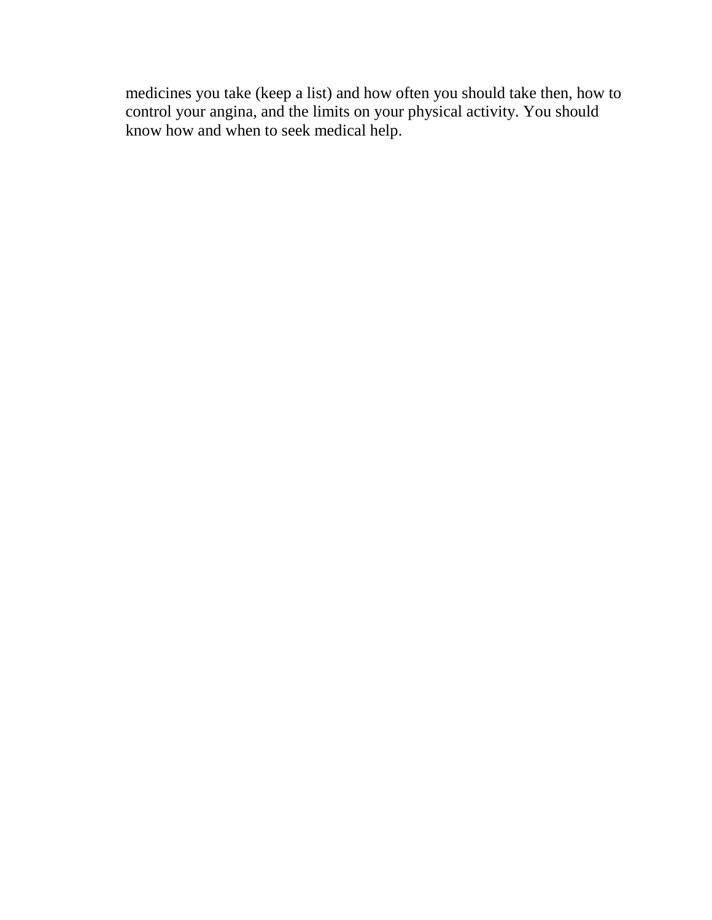medicines you take (keep a list) and how often you should take then, how to control your angina, and the limits on your physical activity. You should know how and when to seek medical help.